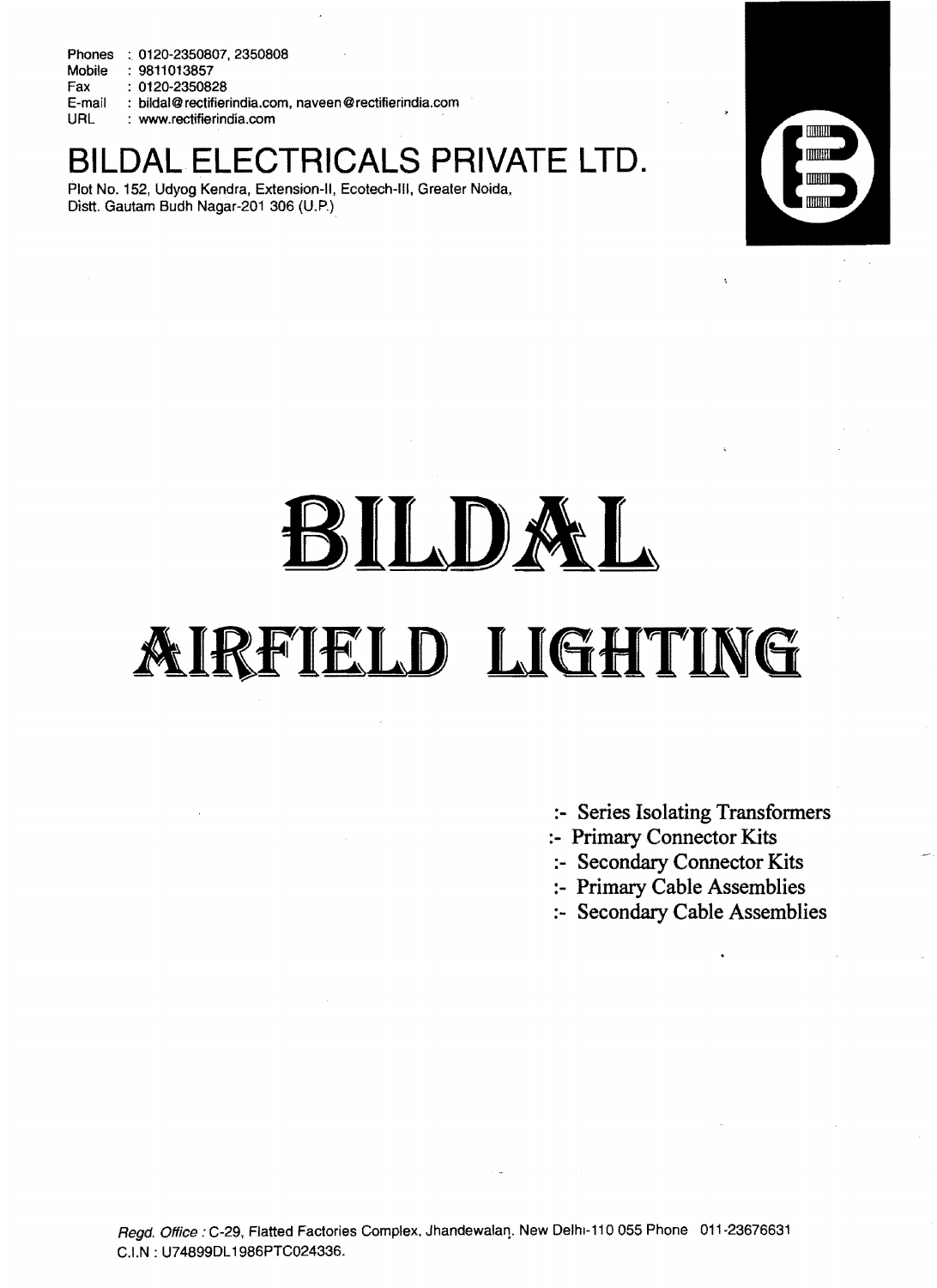Phones : 0120-2350807, 2350808
Mobile : 9811013857
Fax : 0120-2350828
E-mail : bildal@rectifierindia.com, naveen@rectifierindia.com
URL : www.rectifierindia.com

# BILDAL ELECTRICALS PRIVATE LTD.

Plot No. 152, Udyog Kendra, Extension-II, Ecotech-III, Greater Noida,
Distt. Gautam Budh Nagar-201 306 (U.P.)

# BILDAL

# AIRFIELD LIGHTING

:- Series Isolating Transformers
:- Primary Connector Kits
:- Secondary Connector Kits
:- Primary Cable Assemblies
:- Secondary Cable Assemblies

*Regd. Office :* C-29, Flatted Factories Complex, Jhandewalan, New Delhi-110 055 Phone 011-23676631
C.I.N : U74899DL1986PTC024336.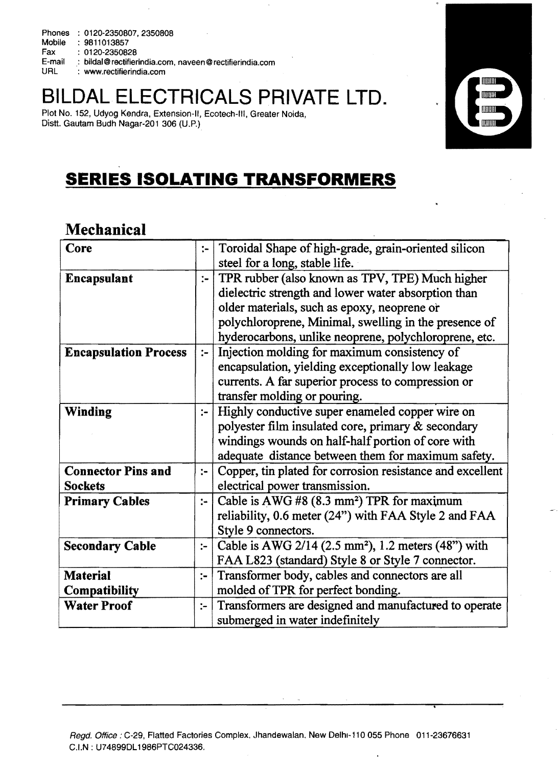Phones : 0120-2350807, 2350808
Mobile : 9811013857
Fax : 0120-2350828
E-mail : bildal@rectifierindia.com, naveen@rectifierindia.com
URL : www.rectifierindia.com

# BILDAL ELECTRICALS PRIVATE LTD.

Plot No. 152, Udyog Kendra, Extension-II, Ecotech-III, Greater Noida,
Distt. Gautam Budh Nagar-201 306 (U.P.)

## SERIES ISOLATING TRANSFORMERS

### Mechanical

| | | |
|---|---|---|
| **Core** | :- | Toroidal Shape of high-grade, grain-oriented silicon steel for a long, stable life. |
| **Encapsulant** | :- | TPR rubber (also known as TPV, TPE) Much higher dielectric strength and lower water absorption than older materials, such as epoxy, neoprene or polychloroprene, Minimal, swelling in the presence of hyderocarbons, unlike neoprene, polychloroprene, etc. |
| **Encapsulation Process** | :- | Injection molding for maximum consistency of encapsulation, yielding exceptionally low leakage currents. A far superior process to compression or transfer molding or pouring. |
| **Winding** | :- | Highly conductive super enameled copper wire on polyester film insulated core, primary & secondary windings wounds on half-half portion of core with adequate distance between them for maximum safety. |
| **Connector Pins and Sockets** | :- | Copper, tin plated for corrosion resistance and excellent electrical power transmission. |
| **Primary Cables** | :- | Cable is AWG #8 (8.3 mm²) TPR for maximum reliability, 0.6 meter (24") with FAA Style 2 and FAA Style 9 connectors. |
| **Secondary Cable** | :- | Cable is AWG 2/14 (2.5 mm²), 1.2 meters (48") with FAA L823 (standard) Style 8 or Style 7 connector. |
| **Material Compatibility** | :- | Transformer body, cables and connectors are all molded of TPR for perfect bonding. |
| **Water Proof** | :- | Transformers are designed and manufactured to operate submerged in water indefinitely |

*Regd. Office :* C-29, Flatted Factories Complex, Jhandewalan, New Delhi-110 055 Phone 011-23676631
C.I.N : U74899DL1986PTC024336.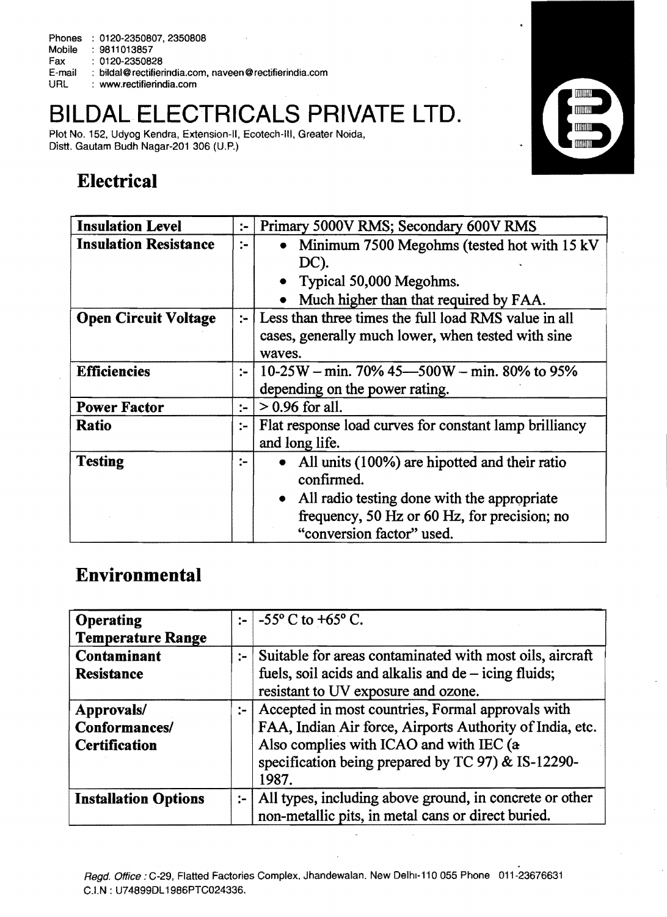Phones : 0120-2350807, 2350808
Mobile : 9811013857
Fax : 0120-2350828
E-mail : bildal@rectifierindia.com, naveen@rectifierindia.com
URL : www.rectifierindia.com

# BILDAL ELECTRICALS PRIVATE LTD.

Plot No. 152, Udyog Kendra, Extension-II, Ecotech-III, Greater Noida,
Distt. Gautam Budh Nagar-201 306 (U.P.)

## Electrical

| | | |
|---|---|---|
| **Insulation Level** | :- | Primary 5000V RMS; Secondary 600V RMS |
| **Insulation Resistance** | :- | • Minimum 7500 Megohms (tested hot with 15 kV DC).<br>• Typical 50,000 Megohms.<br>• Much higher than that required by FAA. |
| **Open Circuit Voltage** | :- | Less than three times the full load RMS value in all cases, generally much lower, when tested with sine waves. |
| **Efficiencies** | :- | 10-25W – min. 70% 45—500W – min. 80% to 95% depending on the power rating. |
| **Power Factor** | :- | > 0.96 for all. |
| **Ratio** | :- | Flat response load curves for constant lamp brilliancy and long life. |
| **Testing** | :- | • All units (100%) are hipotted and their ratio confirmed.<br>• All radio testing done with the appropriate frequency, 50 Hz or 60 Hz, for precision; no "conversion factor" used. |

## Environmental

| | | |
|---|---|---|
| **Operating Temperature Range** | :- | -55° C to +65° C. |
| **Contaminant Resistance** | :- | Suitable for areas contaminated with most oils, aircraft fuels, soil acids and alkalis and de – icing fluids; resistant to UV exposure and ozone. |
| **Approvals/ Conformances/ Certification** | :- | Accepted in most countries, Formal approvals with FAA, Indian Air force, Airports Authority of India, etc. Also complies with ICAO and with IEC (a specification being prepared by TC 97) & IS-12290-1987. |
| **Installation Options** | :- | All types, including above ground, in concrete or other non-metallic pits, in metal cans or direct buried. |

*Regd. Office* : C-29, Flatted Factories Complex, Jhandewalan, New Delhi-110 055 Phone 011-23676631
C.I.N : U74899DL1986PTC024336.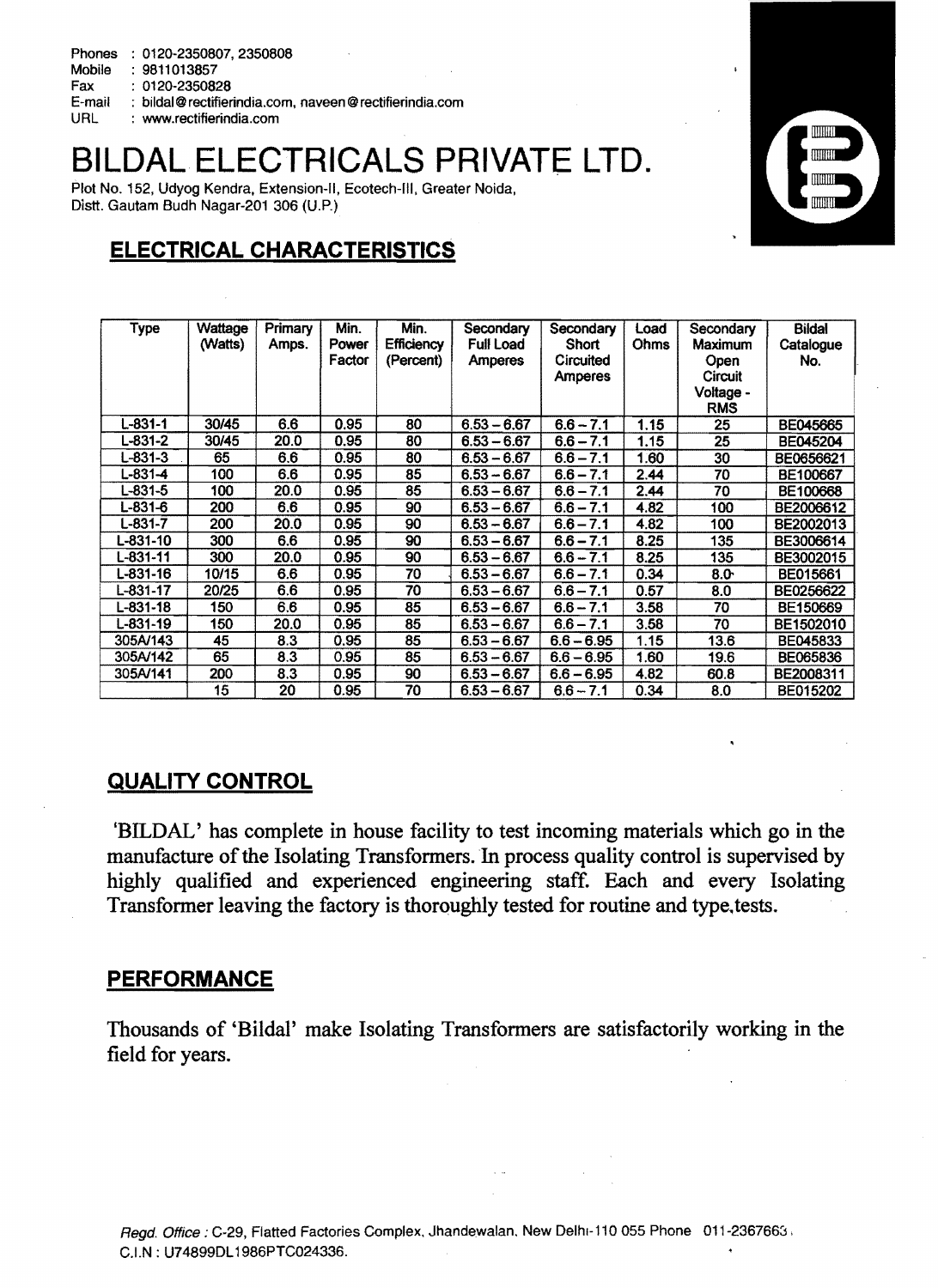Phones : 0120-2350807, 2350808
Mobile : 9811013857
Fax : 0120-2350828
E-mail : bildal@rectifierindia.com, naveen@rectifierindia.com
URL : www.rectifierindia.com

# BILDAL ELECTRICALS PRIVATE LTD.

Plot No. 152, Udyog Kendra, Extension-II, Ecotech-III, Greater Noida,
Distt. Gautam Budh Nagar-201 306 (U.P.)

## ELECTRICAL CHARACTERISTICS

| Type | Wattage (Watts) | Primary Amps. | Min. Power Factor | Min. Efficiency (Percent) | Secondary Full Load Amperes | Secondary Short Circuited Amperes | Load Ohms | Secondary Maximum Open Circuit Voltage - RMS | Bildal Catalogue No. |
|---|---|---|---|---|---|---|---|---|---|
| L-831-1 | 30/45 | 6.6 | 0.95 | 80 | 6.53 – 6.67 | 6.6 – 7.1 | 1.15 | 25 | BE045665 |
| L-831-2 | 30/45 | 20.0 | 0.95 | 80 | 6.53 – 6.67 | 6.6 – 7.1 | 1.15 | 25 | BE045204 |
| L-831-3 | 65 | 6.6 | 0.95 | 80 | 6.53 – 6.67 | 6.6 – 7.1 | 1.60 | 30 | BE0656621 |
| L-831-4 | 100 | 6.6 | 0.95 | 85 | 6.53 – 6.67 | 6.6 – 7.1 | 2.44 | 70 | BE100667 |
| L-831-5 | 100 | 20.0 | 0.95 | 85 | 6.53 – 6.67 | 6.6 – 7.1 | 2.44 | 70 | BE100668 |
| L-831-6 | 200 | 6.6 | 0.95 | 90 | 6.53 – 6.67 | 6.6 – 7.1 | 4.82 | 100 | BE2006612 |
| L-831-7 | 200 | 20.0 | 0.95 | 90 | 6.53 – 6.67 | 6.6 – 7.1 | 4.82 | 100 | BE2002013 |
| L-831-10 | 300 | 6.6 | 0.95 | 90 | 6.53 – 6.67 | 6.6 – 7.1 | 8.25 | 135 | BE3006614 |
| L-831-11 | 300 | 20.0 | 0.95 | 90 | 6.53 – 6.67 | 6.6 – 7.1 | 8.25 | 135 | BE3002015 |
| L-831-16 | 10/15 | 6.6 | 0.95 | 70 | 6.53 – 6.67 | 6.6 – 7.1 | 0.34 | 8.0 | BE015661 |
| L-831-17 | 20/25 | 6.6 | 0.95 | 70 | 6.53 – 6.67 | 6.6 – 7.1 | 0.57 | 8.0 | BE0256622 |
| L-831-18 | 150 | 6.6 | 0.95 | 85 | 6.53 – 6.67 | 6.6 – 7.1 | 3.58 | 70 | BE150669 |
| L-831-19 | 150 | 20.0 | 0.95 | 85 | 6.53 – 6.67 | 6.6 – 7.1 | 3.58 | 70 | BE1502010 |
| 305A/143 | 45 | 8.3 | 0.95 | 85 | 6.53 – 6.67 | 6.6 – 6.95 | 1.15 | 13.6 | BE045833 |
| 305A/142 | 65 | 8.3 | 0.95 | 85 | 6.53 – 6.67 | 6.6 – 6.95 | 1.60 | 19.6 | BE065836 |
| 305A/141 | 200 | 8.3 | 0.95 | 90 | 6.53 – 6.67 | 6.6 – 6.95 | 4.82 | 60.8 | BE2008311 |
| | 15 | 20 | 0.95 | 70 | 6.53 – 6.67 | 6.6 – 7.1 | 0.34 | 8.0 | BE015202 |

## QUALITY CONTROL

'BILDAL' has complete in house facility to test incoming materials which go in the manufacture of the Isolating Transformers. In process quality control is supervised by highly qualified and experienced engineering staff. Each and every Isolating Transformer leaving the factory is thoroughly tested for routine and type.tests.

## PERFORMANCE

Thousands of 'Bildal' make Isolating Transformers are satisfactorily working in the field for years.

*Regd. Office :* C-29, Flatted Factories Complex, Jhandewalan, New Delhi-110 055 Phone 011-2367663,
C.I.N : U74899DL1986PTC024336.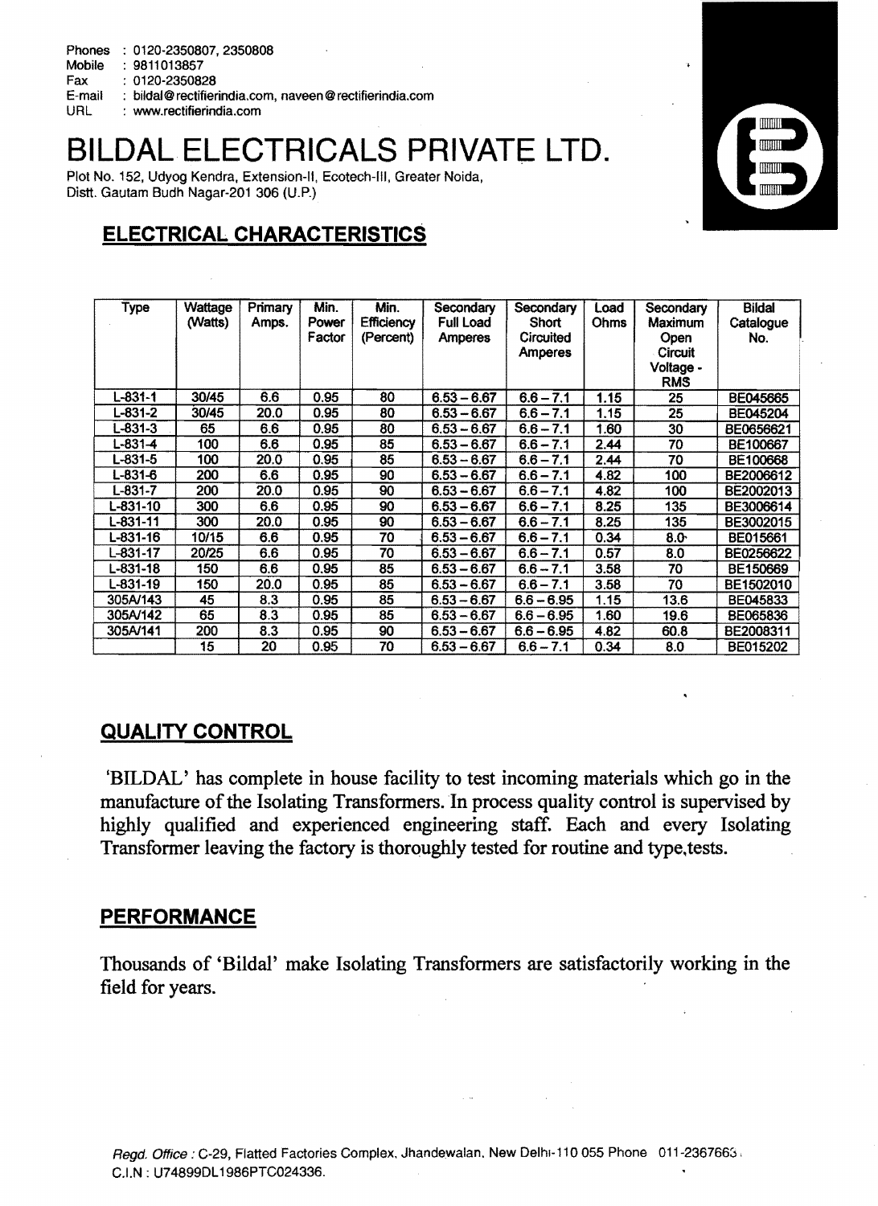Phones : 0120-2350807, 2350808
Mobile : 9811013857
Fax : 0120-2350828
E-mail : bildal@rectifierindia.com, naveen@rectifierindia.com
URL : www.rectifierindia.com

# BILDAL ELECTRICALS PRIVATE LTD.

Plot No. 152, Udyog Kendra, Extension-II, Ecotech-III, Greater Noida,
Distt. Gautam Budh Nagar-201 306 (U.P.)

## ELECTRICAL CHARACTERISTICS

| Type | Wattage (Watts) | Primary Amps. | Min. Power Factor | Min. Efficiency (Percent) | Secondary Full Load Amperes | Secondary Short Circuited Amperes | Load Ohms | Secondary Maximum Open Circuit Voltage - RMS | Bildal Catalogue No. |
|---|---|---|---|---|---|---|---|---|---|
| L-831-1 | 30/45 | 6.6 | 0.95 | 80 | 6.53 – 6.67 | 6.6 – 7.1 | 1.15 | 25 | BE045665 |
| L-831-2 | 30/45 | 20.0 | 0.95 | 80 | 6.53 – 6.67 | 6.6 – 7.1 | 1.15 | 25 | BE045204 |
| L-831-3 | 65 | 6.6 | 0.95 | 80 | 6.53 – 6.67 | 6.6 – 7.1 | 1.60 | 30 | BE0656621 |
| L-831-4 | 100 | 6.6 | 0.95 | 85 | 6.53 – 6.67 | 6.6 – 7.1 | 2.44 | 70 | BE100667 |
| L-831-5 | 100 | 20.0 | 0.95 | 85 | 6.53 – 6.67 | 6.6 – 7.1 | 2.44 | 70 | BE100668 |
| L-831-6 | 200 | 6.6 | 0.95 | 90 | 6.53 – 6.67 | 6.6 – 7.1 | 4.82 | 100 | BE2006612 |
| L-831-7 | 200 | 20.0 | 0.95 | 90 | 6.53 – 6.67 | 6.6 – 7.1 | 4.82 | 100 | BE2002013 |
| L-831-10 | 300 | 6.6 | 0.95 | 90 | 6.53 – 6.67 | 6.6 – 7.1 | 8.25 | 135 | BE3006614 |
| L-831-11 | 300 | 20.0 | 0.95 | 90 | 6.53 – 6.67 | 6.6 – 7.1 | 8.25 | 135 | BE3002015 |
| L-831-16 | 10/15 | 6.6 | 0.95 | 70 | 6.53 – 6.67 | 6.6 – 7.1 | 0.34 | 8.0 | BE015661 |
| L-831-17 | 20/25 | 6.6 | 0.95 | 70 | 6.53 – 6.67 | 6.6 – 7.1 | 0.57 | 8.0 | BE0256622 |
| L-831-18 | 150 | 6.6 | 0.95 | 85 | 6.53 – 6.67 | 6.6 – 7.1 | 3.58 | 70 | BE150669 |
| L-831-19 | 150 | 20.0 | 0.95 | 85 | 6.53 – 6.67 | 6.6 – 7.1 | 3.58 | 70 | BE1502010 |
| 305A/143 | 45 | 8.3 | 0.95 | 85 | 6.53 – 6.67 | 6.6 – 6.95 | 1.15 | 13.6 | BE045833 |
| 305A/142 | 65 | 8.3 | 0.95 | 85 | 6.53 – 6.67 | 6.6 – 6.95 | 1.60 | 19.6 | BE065836 |
| 305A/141 | 200 | 8.3 | 0.95 | 90 | 6.53 – 6.67 | 6.6 – 6.95 | 4.82 | 60.8 | BE2008311 |
| | 15 | 20 | 0.95 | 70 | 6.53 – 6.67 | 6.6 – 7.1 | 0.34 | 8.0 | BE015202 |

## QUALITY CONTROL

'BILDAL' has complete in house facility to test incoming materials which go in the manufacture of the Isolating Transformers. In process quality control is supervised by highly qualified and experienced engineering staff. Each and every Isolating Transformer leaving the factory is thoroughly tested for routine and type tests.

## PERFORMANCE

Thousands of 'Bildal' make Isolating Transformers are satisfactorily working in the field for years.

*Regd. Office* : C-29, Flatted Factories Complex, Jhandewalan, New Delhi-110 055 Phone 011-2367663
C.I.N : U74899DL1986PTC024336.